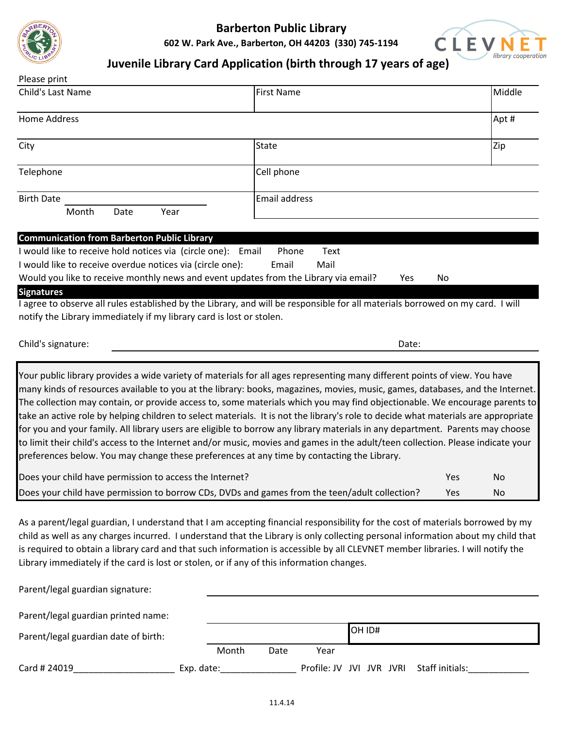# Barberton Public Library

**602 W. Park Ave., Barberton, OH 44203 (330) 745-1194**

CLEVNET library cooperation

## Juvenile Library Card Application (birth through 17 years of age)

Please print

| Child's Last Name | First Name | Middle |
|---|---|---|
| Home Address | | Apt # |
| City | State | Zip |
| Telephone | Cell phone | |
| Birth Date ______ Month Date Year | Email address | |

**Communication from Barberton Public Library**

I would like to receive hold notices via (circle one): Email Phone Text

I would like to receive overdue notices via (circle one): Email Mail

Would you like to receive monthly news and event updates from the Library via email? Yes No

**Signatures**

I agree to observe all rules established by the Library, and will be responsible for all materials borrowed on my card. I will notify the Library immediately if my library card is lost or stolen.

Child's signature: ______________________ Date: ____________

Your public library provides a wide variety of materials for all ages representing many different points of view. You have many kinds of resources available to you at the library: books, magazines, movies, music, games, databases, and the Internet. The collection may contain, or provide access to, some materials which you may find objectionable. We encourage parents to take an active role by helping children to select materials. It is not the library's role to decide what materials are appropriate for you and your family. All library users are eligible to borrow any library materials in any department. Parents may choose to limit their child's access to the Internet and/or music, movies and games in the adult/teen collection. Please indicate your preferences below. You may change these preferences at any time by contacting the Library.

Does your child have permission to access the Internet? Yes No

Does your child have permission to borrow CDs, DVDs and games from the teen/adult collection? Yes No

As a parent/legal guardian, I understand that I am accepting financial responsibility for the cost of materials borrowed by my child as well as any charges incurred. I understand that the Library is only collecting personal information about my child that is required to obtain a library card and that such information is accessible by all CLEVNET member libraries. I will notify the Library immediately if the card is lost or stolen, or if any of this information changes.

Parent/legal guardian signature: ______________________

Parent/legal guardian printed name: ______________________

Parent/legal guardian date of birth: ______________________ OH ID# ____________

Month Date Year

Card # 24019____________________ Exp. date:_______________ Profile: JV JVI JVR JVRI Staff initials:____________

11.4.14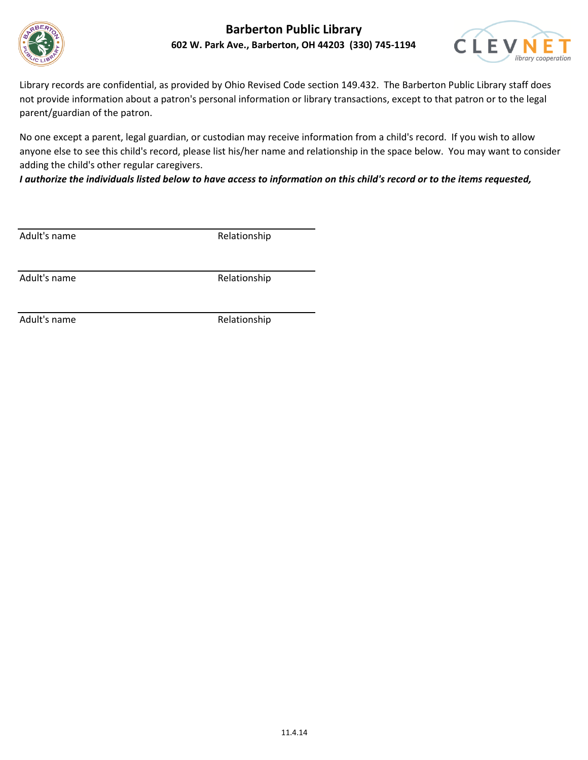# Barberton Public Library

**602 W. Park Ave., Barberton, OH 44203 (330) 745-1194**

Library records are confidential, as provided by Ohio Revised Code section 149.432. The Barberton Public Library staff does not provide information about a patron's personal information or library transactions, except to that patron or to the legal parent/guardian of the patron.

No one except a parent, legal guardian, or custodian may receive information from a child's record. If you wish to allow anyone else to see this child's record, please list his/her name and relationship in the space below. You may want to consider adding the child's other regular caregivers.

***I authorize the individuals listed below to have access to information on this child's record or to the items requested,***

______________________________________________

Adult's name Relationship

______________________________________________

Adult's name Relationship

______________________________________________

Adult's name Relationship

11.4.14